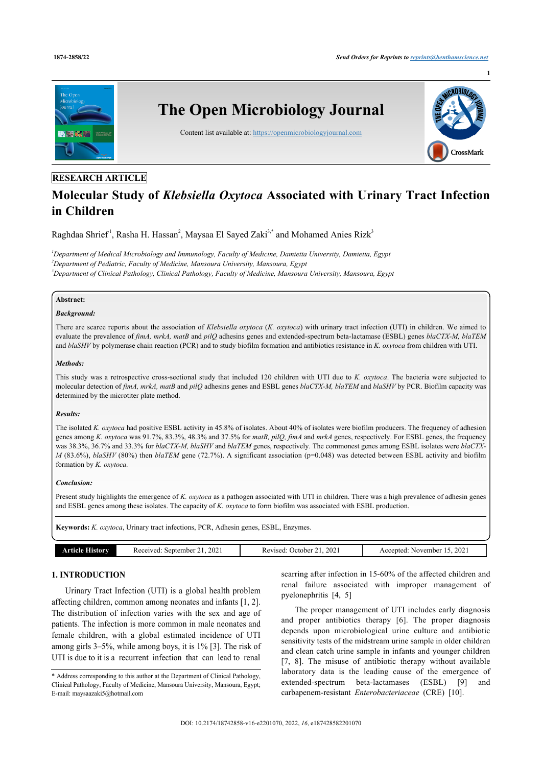RESEARCH ARTICLE

# Molecular Study of *Klebsiella Oxytoca* Associated with Urinary Tract Infection in Children

Raghdaa Shrief[1], Rasha H. Hassan[2], Maysaa El Sayed Zaki[3,*] and Mohamed Anies Rizk[3]

[1]Department of Medical Microbiology and Immunology, Faculty of Medicine, Damietta University, Damietta, Egypt
[2]Department of Pediatric, Faculty of Medicine, Mansoura University, Mansoura, Egypt
[3]Department of Clinical Pathology, Clinical Pathology, Faculty of Medicine, Mansoura University, Mansoura, Egypt

**Abstract:**

***Background:***

There are scarce reports about the association of *Klebsiella oxytoca* (*K. oxytoca*) with urinary tract infection (UTI) in children. We aimed to evaluate the prevalence of *fimA, mrkA, matB* and *pilQ* adhesins genes and extended-spectrum beta-lactamase (ESBL) genes *blaCTX-M, blaTEM* and *blaSHV* by polymerase chain reaction (PCR) and to study biofilm formation and antibiotics resistance in *K. oxytoca* from children with UTI.

***Methods:***

This study was a retrospective cross-sectional study that included 120 children with UTI due to *K. oxytoca*. The bacteria were subjected to molecular detection of *fimA, mrkA, matB* and *pilQ* adhesins genes and ESBL genes *blaCTX-M, blaTEM* and *blaSHV* by PCR. Biofilm capacity was determined by the microtiter plate method.

***Results:***

The isolated *K. oxytoca* had positive ESBL activity in 45.8% of isolates. About 40% of isolates were biofilm producers. The frequency of adhesion genes among *K. oxytoca* was 91.7%, 83.3%, 48.3% and 37.5% for *matB, pilQ, fimA* and *mrkA* genes, respectively. For ESBL genes, the frequency was 38.3%, 36.7% and 33.3% for *blaCTX-M, blaSHV* and *blaTEM* genes, respectively. The commonest genes among ESBL isolates were *blaCTX-M* (83.6%), *blaSHV* (80%) then *blaTEM* gene (72.7%). A significant association (p=0.048) was detected between ESBL activity and biofilm formation by *K. oxytoca.*

***Conclusion:***

Present study highlights the emergence of *K. oxytoca* as a pathogen associated with UTI in children. There was a high prevalence of adhesin genes and ESBL genes among these isolates. The capacity of *K. oxytoca* to form biofilm was associated with ESBL production.

**Keywords:** *K. oxytoca*, Urinary tract infections, PCR, Adhesin genes, ESBL, Enzymes.

| Article History | Received: September 21, 2021 | Revised: October 21, 2021 | Accepted: November 15, 2021 |
|---|---|---|---|

## 1. INTRODUCTION

Urinary Tract Infection (UTI) is a global health problem affecting children, common among neonates and infants [1, 2]. The distribution of infection varies with the sex and age of patients. The infection is more common in male neonates and female children, with a global estimated incidence of UTI among girls 3–5%, while among boys, it is 1% [3]. The risk of UTI is due to it is a recurrent infection that can lead to renal scarring after infection in 15-60% of the affected children and renal failure associated with improper management of pyelonephritis [4, 5]

The proper management of UTI includes early diagnosis and proper antibiotics therapy [6]. The proper diagnosis depends upon microbiological urine culture and antibiotic sensitivity tests of the midstream urine sample in older children and clean catch urine sample in infants and younger children [7, 8]. The misuse of antibiotic therapy without available laboratory data is the leading cause of the emergence of extended-spectrum beta-lactamases (ESBL) [9] and carbapenem-resistant *Enterobacteriaceae* (CRE) [10].

* Address corresponding to this author at the Department of Clinical Pathology, Clinical Pathology, Faculty of Medicine, Mansoura University, Mansoura, Egypt; E-mail: maysaazaki5@hotmail.com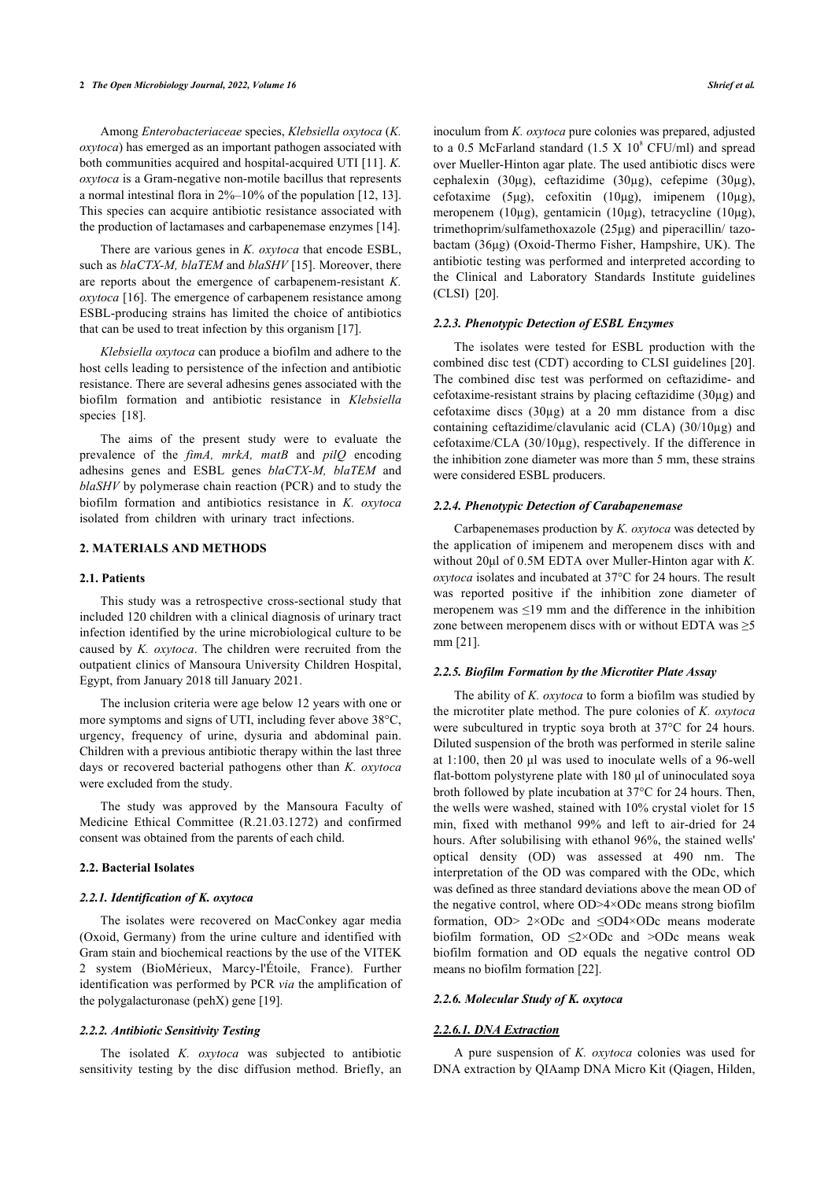Among *Enterobacteriaceae* species, *Klebsiella oxytoca* (*K. oxytoca*) has emerged as an important pathogen associated with both communities acquired and hospital-acquired UTI [11]. *K. oxytoca* is a Gram-negative non-motile bacillus that represents a normal intestinal flora in 2%–10% of the population [12, 13]. This species can acquire antibiotic resistance associated with the production of lactamases and carbapenemase enzymes [14].

There are various genes in *K. oxytoca* that encode ESBL, such as *blaCTX-M, blaTEM* and *blaSHV* [15]. Moreover, there are reports about the emergence of carbapenem-resistant *K. oxytoca* [16]. The emergence of carbapenem resistance among ESBL-producing strains has limited the choice of antibiotics that can be used to treat infection by this organism [17].

*Klebsiella oxytoca* can produce a biofilm and adhere to the host cells leading to persistence of the infection and antibiotic resistance. There are several adhesins genes associated with the biofilm formation and antibiotic resistance in *Klebsiella* species [18].

The aims of the present study were to evaluate the prevalence of the *fimA, mrkA, matB* and *pilQ* encoding adhesins genes and ESBL genes *blaCTX-M, blaTEM* and *blaSHV* by polymerase chain reaction (PCR) and to study the biofilm formation and antibiotics resistance in *K. oxytoca* isolated from children with urinary tract infections.

## 2. MATERIALS AND METHODS

### 2.1. Patients

This study was a retrospective cross-sectional study that included 120 children with a clinical diagnosis of urinary tract infection identified by the urine microbiological culture to be caused by *K. oxytoca*. The children were recruited from the outpatient clinics of Mansoura University Children Hospital, Egypt, from January 2018 till January 2021.

The inclusion criteria were age below 12 years with one or more symptoms and signs of UTI, including fever above 38°C, urgency, frequency of urine, dysuria and abdominal pain. Children with a previous antibiotic therapy within the last three days or recovered bacterial pathogens other than *K. oxytoca* were excluded from the study.

The study was approved by the Mansoura Faculty of Medicine Ethical Committee (R.21.03.1272) and confirmed consent was obtained from the parents of each child.

### 2.2. Bacterial Isolates

#### *2.2.1. Identification of K. oxytoca*

The isolates were recovered on MacConkey agar media (Oxoid, Germany) from the urine culture and identified with Gram stain and biochemical reactions by the use of the VITEK 2 system (BioMérieux, Marcy-l'Étoile, France). Further identification was performed by PCR *via* the amplification of the polygalacturonase (pehX) gene [19].

#### *2.2.2. Antibiotic Sensitivity Testing*

The isolated *K. oxytoca* was subjected to antibiotic sensitivity testing by the disc diffusion method. Briefly, an inoculum from *K. oxytoca* pure colonies was prepared, adjusted to a 0.5 McFarland standard ($1.5 \times 10^8$ CFU/ml) and spread over Mueller-Hinton agar plate. The used antibiotic discs were cephalexin (30μg), ceftazidime (30μg), cefepime (30μg), cefotaxime (5μg), cefoxitin (10μg), imipenem (10μg), meropenem (10μg), gentamicin (10μg), tetracycline (10μg), trimethoprim/sulfamethoxazole (25μg) and piperacillin/ tazobactam (36μg) (Oxoid-Thermo Fisher, Hampshire, UK). The antibiotic testing was performed and interpreted according to the Clinical and Laboratory Standards Institute guidelines (CLSI) [20].

#### *2.2.3. Phenotypic Detection of ESBL Enzymes*

The isolates were tested for ESBL production with the combined disc test (CDT) according to CLSI guidelines [20]. The combined disc test was performed on ceftazidime- and cefotaxime-resistant strains by placing ceftazidime (30μg) and cefotaxime discs (30μg) at a 20 mm distance from a disc containing ceftazidime/clavulanic acid (CLA) (30/10μg) and cefotaxime/CLA (30/10μg), respectively. If the difference in the inhibition zone diameter was more than 5 mm, these strains were considered ESBL producers.

#### *2.2.4. Phenotypic Detection of Carabapenemase*

Carbapenemases production by *K. oxytoca* was detected by the application of imipenem and meropenem discs with and without 20μl of 0.5M EDTA over Muller-Hinton agar with *K. oxytoca* isolates and incubated at 37°C for 24 hours. The result was reported positive if the inhibition zone diameter of meropenem was ≤19 mm and the difference in the inhibition zone between meropenem discs with or without EDTA was ≥5 mm [21].

#### *2.2.5. Biofilm Formation by the Microtiter Plate Assay*

The ability of *K. oxytoca* to form a biofilm was studied by the microtiter plate method. The pure colonies of *K. oxytoca* were subcultured in tryptic soya broth at 37°C for 24 hours. Diluted suspension of the broth was performed in sterile saline at 1:100, then 20 μl was used to inoculate wells of a 96-well flat-bottom polystyrene plate with 180 μl of uninoculated soya broth followed by plate incubation at 37°C for 24 hours. Then, the wells were washed, stained with 10% crystal violet for 15 min, fixed with methanol 99% and left to air-dried for 24 hours. After solubilising with ethanol 96%, the stained wells' optical density (OD) was assessed at 490 nm. The interpretation of the OD was compared with the ODc, which was defined as three standard deviations above the mean OD of the negative control, where OD>4×ODc means strong biofilm formation, OD> 2×ODc and ≤OD4×ODc means moderate biofilm formation, OD ≤2×ODc and >ODc means weak biofilm formation and OD equals the negative control OD means no biofilm formation [22].

#### *2.2.6. Molecular Study of K. oxytoca*

##### *2.2.6.1. DNA Extraction*

A pure suspension of *K. oxytoca* colonies was used for DNA extraction by QIAamp DNA Micro Kit (Qiagen, Hilden,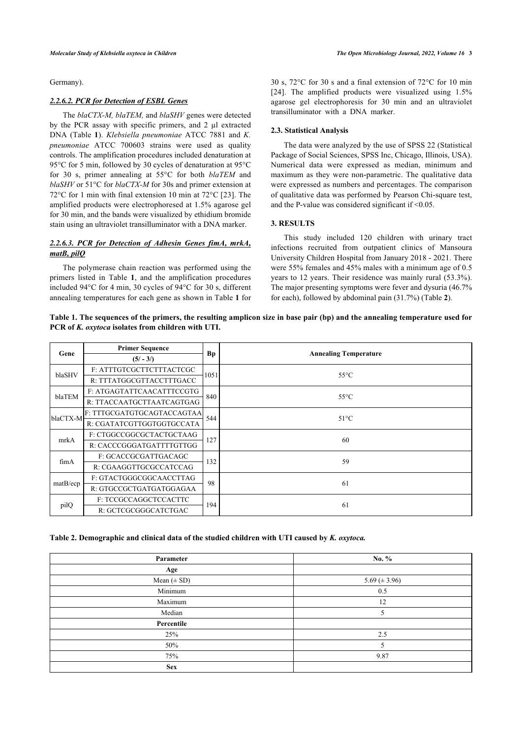Germany).

#### *2.2.6.2. PCR for Detection of ESBL Genes*

The *blaCTX-M, blaTEM,* and *blaSHV* genes were detected by the PCR assay with specific primers, and 2 µl extracted DNA (Table **1**). *Klebsiella pneumoniae* ATCC 7881 and *K. pneumoniae* ATCC 700603 strains were used as quality controls. The amplification procedures included denaturation at 95°C for 5 min, followed by 30 cycles of denaturation at 95°C for 30 s, primer annealing at 55°C for both *blaTEM* and *blaSHV* or 51°C for *blaCTX-M* for 30s and primer extension at 72°C for 1 min with final extension 10 min at 72°C [23]. The amplified products were electrophoresed at 1.5% agarose gel for 30 min, and the bands were visualized by ethidium bromide stain using an ultraviolet transilluminator with a DNA marker.

#### *2.2.6.3. PCR for Detection of Adhesin Genes fimA, mrkA, matB, pilQ*

The polymerase chain reaction was performed using the primers listed in Table **1**, and the amplification procedures included 94°C for 4 min, 30 cycles of 94°C for 30 s, different annealing temperatures for each gene as shown in Table **1** for 30 s, 72°C for 30 s and a final extension of 72°C for 10 min [24]. The amplified products were visualized using 1.5% agarose gel electrophoresis for 30 min and an ultraviolet transilluminator with a DNA marker.

### 2.3. Statistical Analysis

The data were analyzed by the use of SPSS 22 (Statistical Package of Social Sciences, SPSS Inc, Chicago, Illinois, USA). Numerical data were expressed as median, minimum and maximum as they were non-parametric. The qualitative data were expressed as numbers and percentages. The comparison of qualitative data was performed by Pearson Chi-square test, and the P-value was considered significant if <0.05.

## 3. RESULTS

This study included 120 children with urinary tract infections recruited from outpatient clinics of Mansoura University Children Hospital from January 2018 - 2021. There were 55% females and 45% males with a minimum age of 0.5 years to 12 years. Their residence was mainly rural (53.3%). The major presenting symptoms were fever and dysuria (46.7% for each), followed by abdominal pain (31.7%) (Table **2**).

**Table 1. The sequences of the primers, the resulting amplicon size in base pair (bp) and the annealing temperature used for PCR of *K. oxytoca* isolates from children with UTI.**

| Gene | Primer Sequence (5/ - 3/) | Bp | Annealing Temperature |
|---|---|---|---|
| blaSHV | F: ATTTGTCGCTTCTTTACTCGC | 1051 | 55°C |
| | R: TTTATGGCGTTACCTTTGACC | | |
| blaTEM | F: ATGAGTATTCAACATTTCCGTG | 840 | 55°C |
| | R: TTACCAATGCTTAATCAGTGAG | | |
| blaCTX-M | F: TTTGCGATGTGCAGTACCAGTAA | 544 | 51°C |
| | R: CGATATCGTTGGTGGTGCCATA | | |
| mrkA | F: CTGGCCGGCGCTACTGCTAAG | 127 | 60 |
| | R: CACCCGGGATGATTTTGTTGG | | |
| fimA | F: GCACCGCGATTGACAGC | 132 | 59 |
| | R: CGAAGGTTGCGCCATCCAG | | |
| matB/ecp | F: GTACTGGGCGGCAACCTTAG | 98 | 61 |
| | R: GTGCCGCTGATGATGGAGAA | | |
| pilQ | F: TCCGCCAGGCTCCACTTC | 194 | 61 |
| | R: GCTCGCGGGCATCTGAC | | |

**Table 2. Demographic and clinical data of the studied children with UTI caused by *K. oxytoca.***

| Parameter | No. % |
|---|---|
| **Age** | |
| Mean (± SD) | 5.69 (± 3.96) |
| Minimum | 0.5 |
| Maximum | 12 |
| Median | 5 |
| **Percentile** | |
| 25% | 2.5 |
| 50% | 5 |
| 75% | 9.87 |
| **Sex** | |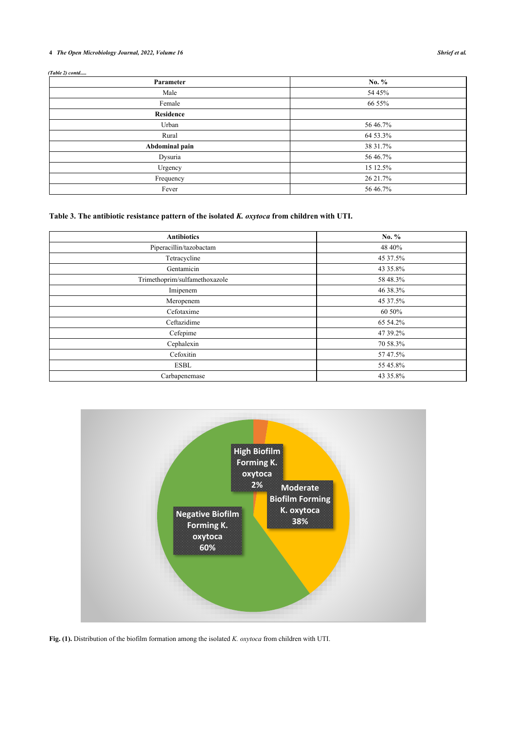*(Table 2) contd.....*

| Parameter | No. % |
|---|---|
| Male | 54 45% |
| Female | 66 55% |
| **Residence** | |
| Urban | 56 46.7% |
| Rural | 64 53.3% |
| **Abdominal pain** | 38 31.7% |
| Dysuria | 56 46.7% |
| Urgency | 15 12.5% |
| Frequency | 26 21.7% |
| Fever | 56 46.7% |

**Table 3. The antibiotic resistance pattern of the isolated *K. oxytoca* from children with UTI.**

| Antibiotics | No. % |
|---|---|
| Piperacillin/tazobactam | 48 40% |
| Tetracycline | 45 37.5% |
| Gentamicin | 43 35.8% |
| Trimethoprim/sulfamethoxazole | 58 48.3% |
| Imipenem | 46 38.3% |
| Meropenem | 45 37.5% |
| Cefotaxime | 60 50% |
| Ceftazidime | 65 54.2% |
| Cefepime | 47 39.2% |
| Cephalexin | 70 58.3% |
| Cefoxitin | 57 47.5% |
| ESBL | 55 45.8% |
| Carbapenemase | 43 35.8% |

**Fig. (1).** Distribution of the biofilm formation among the isolated *K. oxytoca* from children with UTI.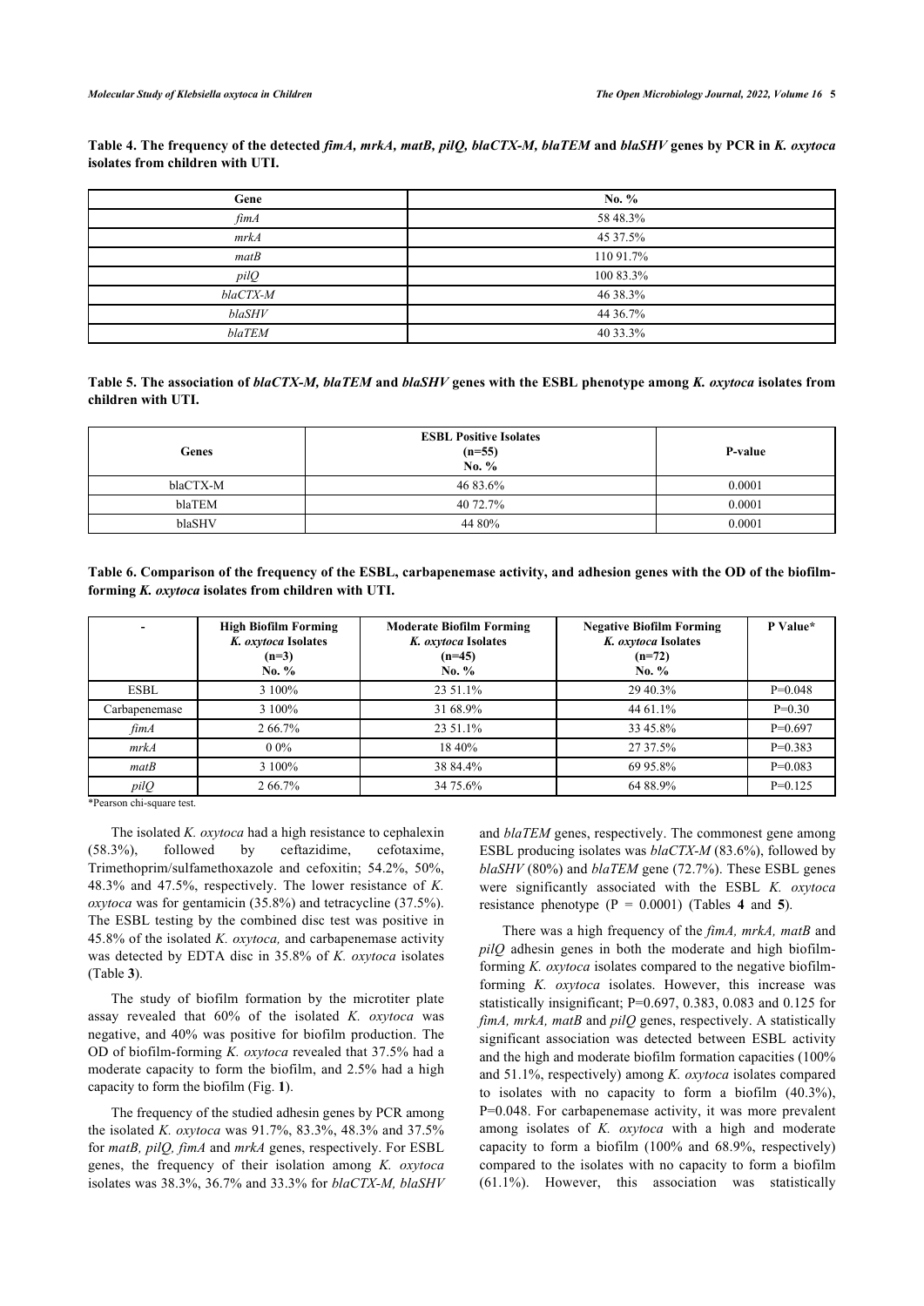**Table 4. The frequency of the detected *fimA, mrkA, matB, pilQ, blaCTX-M, blaTEM* and *blaSHV* genes by PCR in *K. oxytoca* isolates from children with UTI.**

| Gene | No. % |
|---|---|
| *fimA* | 58 48.3% |
| *mrkA* | 45 37.5% |
| *matB* | 110 91.7% |
| *pilQ* | 100 83.3% |
| *blaCTX-M* | 46 38.3% |
| *blaSHV* | 44 36.7% |
| *blaTEM* | 40 33.3% |

**Table 5. The association of *blaCTX-M, blaTEM* and *blaSHV* genes with the ESBL phenotype among *K. oxytoca* isolates from children with UTI.**

| Genes | ESBL Positive Isolates (n=55) No. % | P-value |
|---|---|---|
| blaCTX-M | 46 83.6% | 0.0001 |
| blaTEM | 40 72.7% | 0.0001 |
| blaSHV | 44 80% | 0.0001 |

**Table 6. Comparison of the frequency of the ESBL, carbapenemase activity, and adhesion genes with the OD of the biofilm-forming *K. oxytoca* isolates from children with UTI.**

| - | High Biofilm Forming *K. oxytoca* Isolates (n=3) No. % | Moderate Biofilm Forming *K. oxytoca* Isolates (n=45) No. % | Negative Biofilm Forming *K. oxytoca* Isolates (n=72) No. % | P Value* |
|---|---|---|---|---|
| ESBL | 3 100% | 23 51.1% | 29 40.3% | P=0.048 |
| Carbapenemase | 3 100% | 31 68.9% | 44 61.1% | P=0.30 |
| *fimA* | 2 66.7% | 23 51.1% | 33 45.8% | P=0.697 |
| *mrkA* | 0 0% | 18 40% | 27 37.5% | P=0.383 |
| *matB* | 3 100% | 38 84.4% | 69 95.8% | P=0.083 |
| *pilQ* | 2 66.7% | 34 75.6% | 64 88.9% | P=0.125 |

*Pearson chi-square test.

The isolated *K. oxytoca* had a high resistance to cephalexin (58.3%), followed by ceftazidime, cefotaxime, Trimethoprim/sulfamethoxazole and cefoxitin; 54.2%, 50%, 48.3% and 47.5%, respectively. The lower resistance of *K. oxytoca* was for gentamicin (35.8%) and tetracycline (37.5%). The ESBL testing by the combined disc test was positive in 45.8% of the isolated *K. oxytoca,* and carbapenemase activity was detected by EDTA disc in 35.8% of *K. oxytoca* isolates (Table **3**).

The study of biofilm formation by the microtiter plate assay revealed that 60% of the isolated *K. oxytoca* was negative, and 40% was positive for biofilm production. The OD of biofilm-forming *K. oxytoca* revealed that 37.5% had a moderate capacity to form the biofilm, and 2.5% had a high capacity to form the biofilm (Fig. **1**).

The frequency of the studied adhesin genes by PCR among the isolated *K. oxytoca* was 91.7%, 83.3%, 48.3% and 37.5% for *matB, pilQ, fimA* and *mrkA* genes, respectively. For ESBL genes, the frequency of their isolation among *K. oxytoca* isolates was 38.3%, 36.7% and 33.3% for *blaCTX-M, blaSHV* and *blaTEM* genes, respectively. The commonest gene among ESBL producing isolates was *blaCTX-M* (83.6%), followed by *blaSHV* (80%) and *blaTEM* gene (72.7%). These ESBL genes were significantly associated with the ESBL *K. oxytoca* resistance phenotype (P = 0.0001) (Tables **4** and **5**).

There was a high frequency of the *fimA, mrkA, matB* and *pilQ* adhesin genes in both the moderate and high biofilm-forming *K. oxytoca* isolates compared to the negative biofilm-forming *K. oxytoca* isolates. However, this increase was statistically insignificant; P=0.697, 0.383, 0.083 and 0.125 for *fimA, mrkA, matB* and *pilQ* genes, respectively. A statistically significant association was detected between ESBL activity and the high and moderate biofilm formation capacities (100% and 51.1%, respectively) among *K. oxytoca* isolates compared to isolates with no capacity to form a biofilm (40.3%), P=0.048. For carbapenemase activity, it was more prevalent among isolates of *K. oxytoca* with a high and moderate capacity to form a biofilm (100% and 68.9%, respectively) compared to the isolates with no capacity to form a biofilm (61.1%). However, this association was statistically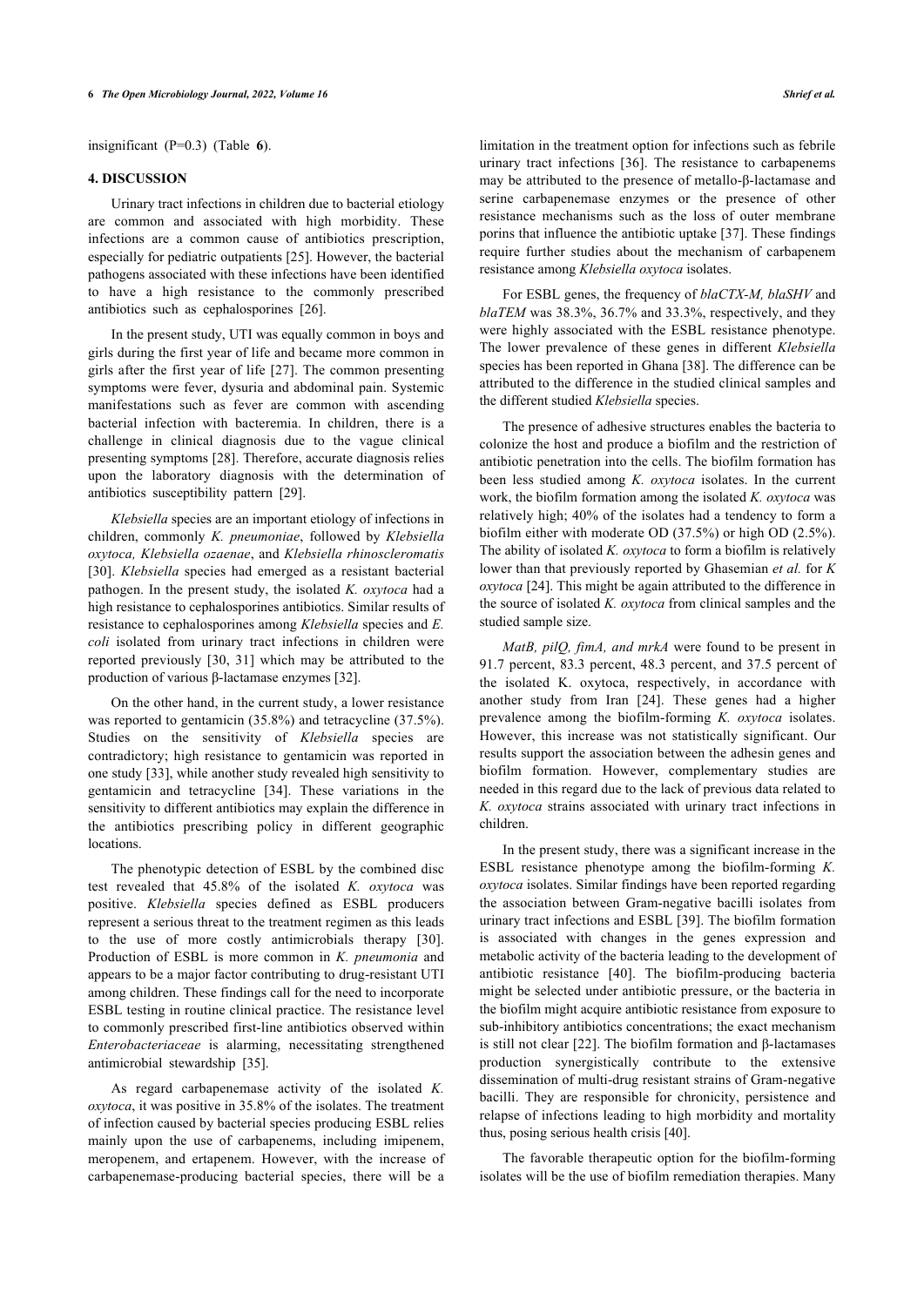insignificant (P=0.3) (Table **6**).

## 4. DISCUSSION

Urinary tract infections in children due to bacterial etiology are common and associated with high morbidity. These infections are a common cause of antibiotics prescription, especially for pediatric outpatients [25]. However, the bacterial pathogens associated with these infections have been identified to have a high resistance to the commonly prescribed antibiotics such as cephalosporines [26].

In the present study, UTI was equally common in boys and girls during the first year of life and became more common in girls after the first year of life [27]. The common presenting symptoms were fever, dysuria and abdominal pain. Systemic manifestations such as fever are common with ascending bacterial infection with bacteremia. In children, there is a challenge in clinical diagnosis due to the vague clinical presenting symptoms [28]. Therefore, accurate diagnosis relies upon the laboratory diagnosis with the determination of antibiotics susceptibility pattern [29].

*Klebsiella* species are an important etiology of infections in children, commonly *K. pneumoniae*, followed by *Klebsiella oxytoca, Klebsiella ozaenae*, and *Klebsiella rhinoscleromatis* [30]. *Klebsiella* species had emerged as a resistant bacterial pathogen. In the present study, the isolated *K. oxytoca* had a high resistance to cephalosporines antibiotics. Similar results of resistance to cephalosporines among *Klebsiella* species and *E. coli* isolated from urinary tract infections in children were reported previously [30, 31] which may be attributed to the production of various β-lactamase enzymes [32].

On the other hand, in the current study, a lower resistance was reported to gentamicin (35.8%) and tetracycline (37.5%). Studies on the sensitivity of *Klebsiella* species are contradictory; high resistance to gentamicin was reported in one study [33], while another study revealed high sensitivity to gentamicin and tetracycline [34]. These variations in the sensitivity to different antibiotics may explain the difference in the antibiotics prescribing policy in different geographic locations.

The phenotypic detection of ESBL by the combined disc test revealed that 45.8% of the isolated *K. oxytoca* was positive. *Klebsiella* species defined as ESBL producers represent a serious threat to the treatment regimen as this leads to the use of more costly antimicrobials therapy [30]. Production of ESBL is more common in *K. pneumonia* and appears to be a major factor contributing to drug-resistant UTI among children. These findings call for the need to incorporate ESBL testing in routine clinical practice. The resistance level to commonly prescribed first-line antibiotics observed within *Enterobacteriaceae* is alarming, necessitating strengthened antimicrobial stewardship [35].

As regard carbapenemase activity of the isolated *K. oxytoca*, it was positive in 35.8% of the isolates. The treatment of infection caused by bacterial species producing ESBL relies mainly upon the use of carbapenems, including imipenem, meropenem, and ertapenem. However, with the increase of carbapenemase-producing bacterial species, there will be a limitation in the treatment option for infections such as febrile urinary tract infections [36]. The resistance to carbapenems may be attributed to the presence of metallo-β-lactamase and serine carbapenemase enzymes or the presence of other resistance mechanisms such as the loss of outer membrane porins that influence the antibiotic uptake [37]. These findings require further studies about the mechanism of carbapenem resistance among *Klebsiella oxytoca* isolates.

For ESBL genes, the frequency of *blaCTX-M, blaSHV* and *blaTEM* was 38.3%, 36.7% and 33.3%, respectively, and they were highly associated with the ESBL resistance phenotype. The lower prevalence of these genes in different *Klebsiella* species has been reported in Ghana [38]. The difference can be attributed to the difference in the studied clinical samples and the different studied *Klebsiella* species.

The presence of adhesive structures enables the bacteria to colonize the host and produce a biofilm and the restriction of antibiotic penetration into the cells. The biofilm formation has been less studied among *K. oxytoca* isolates. In the current work, the biofilm formation among the isolated *K. oxytoca* was relatively high; 40% of the isolates had a tendency to form a biofilm either with moderate OD (37.5%) or high OD (2.5%). The ability of isolated *K. oxytoca* to form a biofilm is relatively lower than that previously reported by Ghasemian *et al.* for *K oxytoca* [24]. This might be again attributed to the difference in the source of isolated *K. oxytoca* from clinical samples and the studied sample size.

*MatB, pilQ, fimA, and mrkA* were found to be present in 91.7 percent, 83.3 percent, 48.3 percent, and 37.5 percent of the isolated K. oxytoca, respectively, in accordance with another study from Iran [24]. These genes had a higher prevalence among the biofilm-forming *K. oxytoca* isolates. However, this increase was not statistically significant. Our results support the association between the adhesin genes and biofilm formation. However, complementary studies are needed in this regard due to the lack of previous data related to *K. oxytoca* strains associated with urinary tract infections in children.

In the present study, there was a significant increase in the ESBL resistance phenotype among the biofilm-forming *K. oxytoca* isolates. Similar findings have been reported regarding the association between Gram-negative bacilli isolates from urinary tract infections and ESBL [39]. The biofilm formation is associated with changes in the genes expression and metabolic activity of the bacteria leading to the development of antibiotic resistance [40]. The biofilm-producing bacteria might be selected under antibiotic pressure, or the bacteria in the biofilm might acquire antibiotic resistance from exposure to sub-inhibitory antibiotics concentrations; the exact mechanism is still not clear [22]. The biofilm formation and β-lactamases production synergistically contribute to the extensive dissemination of multi-drug resistant strains of Gram-negative bacilli. They are responsible for chronicity, persistence and relapse of infections leading to high morbidity and mortality thus, posing serious health crisis [40].

The favorable therapeutic option for the biofilm-forming isolates will be the use of biofilm remediation therapies. Many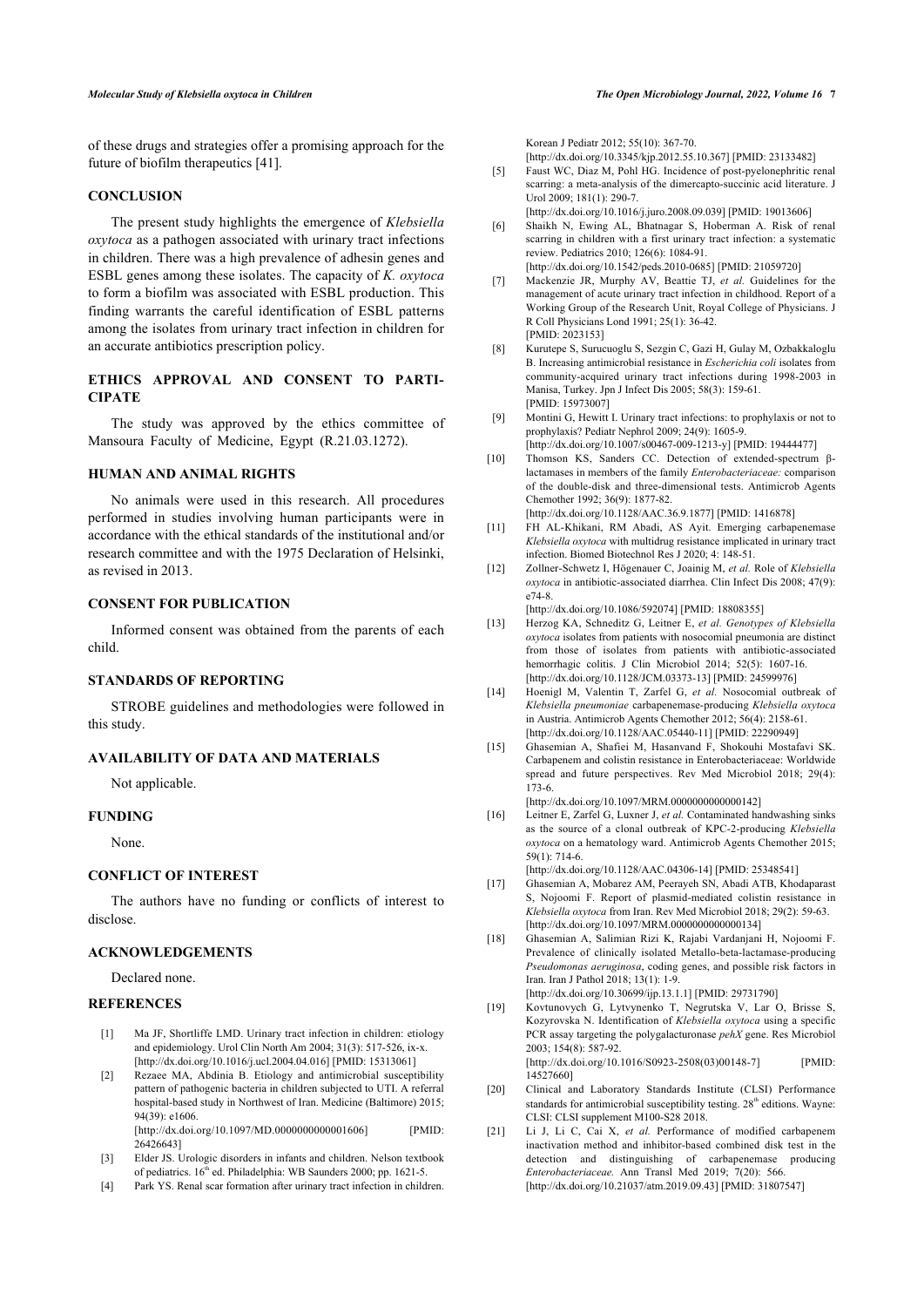of these drugs and strategies offer a promising approach for the future of biofilm therapeutics [41].

## CONCLUSION

The present study highlights the emergence of *Klebsiella oxytoca* as a pathogen associated with urinary tract infections in children. There was a high prevalence of adhesin genes and ESBL genes among these isolates. The capacity of *K. oxytoca* to form a biofilm was associated with ESBL production. This finding warrants the careful identification of ESBL patterns among the isolates from urinary tract infection in children for an accurate antibiotics prescription policy.

## ETHICS APPROVAL AND CONSENT TO PARTICIPATE

The study was approved by the ethics committee of Mansoura Faculty of Medicine, Egypt (R.21.03.1272).

## HUMAN AND ANIMAL RIGHTS

No animals were used in this research. All procedures performed in studies involving human participants were in accordance with the ethical standards of the institutional and/or research committee and with the 1975 Declaration of Helsinki, as revised in 2013.

## CONSENT FOR PUBLICATION

Informed consent was obtained from the parents of each child.

## STANDARDS OF REPORTING

STROBE guidelines and methodologies were followed in this study.

## AVAILABILITY OF DATA AND MATERIALS

Not applicable.

## FUNDING

None.

## CONFLICT OF INTEREST

The authors have no funding or conflicts of interest to disclose.

## ACKNOWLEDGEMENTS

Declared none.

## REFERENCES

[1] Ma JF, Shortliffe LMD. Urinary tract infection in children: etiology and epidemiology. Urol Clin North Am 2004; 31(3): 517-526, ix-x. [http://dx.doi.org/10.1016/j.ucl.2004.04.016] [PMID: 15313061]

[2] Rezaee MA, Abdinia B. Etiology and antimicrobial susceptibility pattern of pathogenic bacteria in children subjected to UTI. A referral hospital-based study in Northwest of Iran. Medicine (Baltimore) 2015; 94(39): e1606. [http://dx.doi.org/10.1097/MD.0000000000001606] [PMID: 26426643]

[3] Elder JS. Urologic disorders in infants and children. Nelson textbook of pediatrics. 16th ed. Philadelphia: WB Saunders 2000; pp. 1621-5.

[4] Park YS. Renal scar formation after urinary tract infection in children. Korean J Pediatr 2012; 55(10): 367-70. [http://dx.doi.org/10.3345/kjp.2012.55.10.367] [PMID: 23133482]

[5] Faust WC, Diaz M, Pohl HG. Incidence of post-pyelonephritic renal scarring: a meta-analysis of the dimercapto-succinic acid literature. J Urol 2009; 181(1): 290-7. [http://dx.doi.org/10.1016/j.juro.2008.09.039] [PMID: 19013606]

[6] Shaikh N, Ewing AL, Bhatnagar S, Hoberman A. Risk of renal scarring in children with a first urinary tract infection: a systematic review. Pediatrics 2010; 126(6): 1084-91. [http://dx.doi.org/10.1542/peds.2010-0685] [PMID: 21059720]

[7] Mackenzie JR, Murphy AV, Beattie TJ, *et al.* Guidelines for the management of acute urinary tract infection in childhood. Report of a Working Group of the Research Unit, Royal College of Physicians. J R Coll Physicians Lond 1991; 25(1): 36-42. [PMID: 2023153]

[8] Kurutepe S, Surucuoglu S, Sezgin C, Gazi H, Gulay M, Ozbakkaloglu B. Increasing antimicrobial resistance in *Escherichia coli* isolates from community-acquired urinary tract infections during 1998-2003 in Manisa, Turkey. Jpn J Infect Dis 2005; 58(3): 159-61. [PMID: 15973007]

[9] Montini G, Hewitt I. Urinary tract infections: to prophylaxis or not to prophylaxis? Pediatr Nephrol 2009; 24(9): 1605-9. [http://dx.doi.org/10.1007/s00467-009-1213-y] [PMID: 19444477]

[10] Thomson KS, Sanders CC. Detection of extended-spectrum β-lactamases in members of the family *Enterobacteriaceae:* comparison of the double-disk and three-dimensional tests. Antimicrob Agents Chemother 1992; 36(9): 1877-82. [http://dx.doi.org/10.1128/AAC.36.9.1877] [PMID: 1416878]

[11] FH AL-Khikani, RM Abadi, AS Ayit. Emerging carbapenemase *Klebsiella oxytoca* with multidrug resistance implicated in urinary tract infection. Biomed Biotechnol Res J 2020; 4: 148-51.

[12] Zollner-Schwetz I, Högenauer C, Joainig M, *et al.* Role of *Klebsiella oxytoca* in antibiotic-associated diarrhea. Clin Infect Dis 2008; 47(9): e74-8. [http://dx.doi.org/10.1086/592074] [PMID: 18808355]

[13] Herzog KA, Schneditz G, Leitner E, *et al. Genotypes of Klebsiella oxytoca* isolates from patients with nosocomial pneumonia are distinct from those of isolates from patients with antibiotic-associated hemorrhagic colitis. J Clin Microbiol 2014; 52(5): 1607-16. [http://dx.doi.org/10.1128/JCM.03373-13] [PMID: 24599976]

[14] Hoenigl M, Valentin T, Zarfel G, *et al.* Nosocomial outbreak of *Klebsiella pneumoniae* carbapenemase-producing *Klebsiella oxytoca* in Austria. Antimicrob Agents Chemother 2012; 56(4): 2158-61. [http://dx.doi.org/10.1128/AAC.05440-11] [PMID: 22290949]

[15] Ghasemian A, Shafiei M, Hasanvand F, Shokouhi Mostafavi SK. Carbapenem and colistin resistance in Enterobacteriaceae: Worldwide spread and future perspectives. Rev Med Microbiol 2018; 29(4): 173-6. [http://dx.doi.org/10.1097/MRM.0000000000000142]

[16] Leitner E, Zarfel G, Luxner J, *et al.* Contaminated handwashing sinks as the source of a clonal outbreak of KPC-2-producing *Klebsiella oxytoca* on a hematology ward. Antimicrob Agents Chemother 2015; 59(1): 714-6. [http://dx.doi.org/10.1128/AAC.04306-14] [PMID: 25348541]

[17] Ghasemian A, Mobarez AM, Peerayeh SN, Abadi ATB, Khodaparast S, Nojoomi F. Report of plasmid-mediated colistin resistance in *Klebsiella oxytoca* from Iran. Rev Med Microbiol 2018; 29(2): 59-63. [http://dx.doi.org/10.1097/MRM.0000000000000134]

[18] Ghasemian A, Salimian Rizi K, Rajabi Vardanjani H, Nojoomi F. Prevalence of clinically isolated Metallo-beta-lactamase-producing *Pseudomonas aeruginosa*, coding genes, and possible risk factors in Iran. Iran J Pathol 2018; 13(1): 1-9. [http://dx.doi.org/10.30699/ijp.13.1.1] [PMID: 29731790]

[19] Kovtunovych G, Lytvynenko T, Negrutska V, Lar O, Brisse S, Kozyrovska N. Identification of *Klebsiella oxytoca* using a specific PCR assay targeting the polygalacturonase *pehX* gene. Res Microbiol 2003; 154(8): 587-92. [http://dx.doi.org/10.1016/S0923-2508(03)00148-7] [PMID: 14527660]

[20] Clinical and Laboratory Standards Institute (CLSI) Performance standards for antimicrobial susceptibility testing. 28th editions. Wayne: CLSI: CLSI supplement M100-S28 2018.

[21] Li J, Li C, Cai X, *et al.* Performance of modified carbapenem inactivation method and inhibitor-based combined disk test in the detection and distinguishing of carbapenemase producing *Enterobacteriaceae.* Ann Transl Med 2019; 7(20): 566. [http://dx.doi.org/10.21037/atm.2019.09.43] [PMID: 31807547]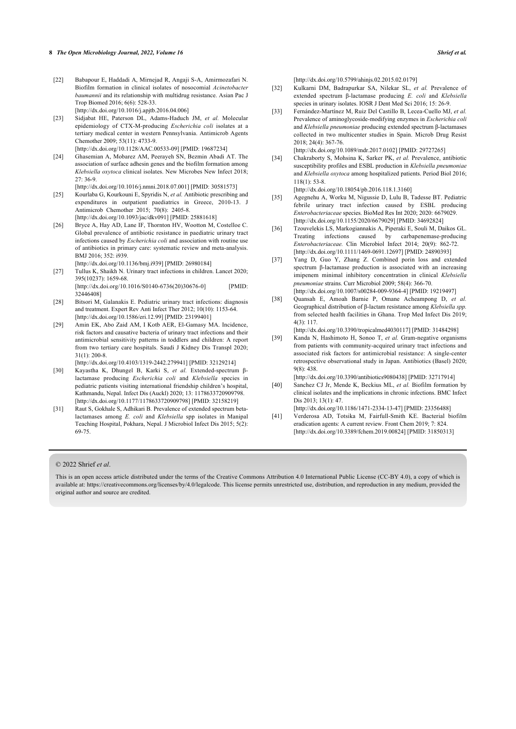[22] Babapour E, Haddadi A, Mirnejad R, Angaji S-A, Amirmozafari N. Biofilm formation in clinical isolates of nosocomial *Acinetobacter baumannii* and its relationship with multidrug resistance. Asian Pac J Trop Biomed 2016; 6(6): 528-33.
[http://dx.doi.org/10.1016/j.apjtb.2016.04.006]

[23] Sidjabat HE, Paterson DL, Adams-Haduch JM, *et al.* Molecular epidemiology of CTX-M-producing *Escherichia coli* isolates at a tertiary medical center in western Pennsylvania. Antimicrob Agents Chemother 2009; 53(11): 4733-9.
[http://dx.doi.org/10.1128/AAC.00533-09] [PMID: 19687234]

[24] Ghasemian A, Mobarez AM, Peerayeh SN, Bezmin Abadi AT. The association of surface adhesin genes and the biofilm formation among *Klebsiella oxytoca* clinical isolates. New Microbes New Infect 2018; 27: 36-9.
[http://dx.doi.org/10.1016/j.nmni.2018.07.001] [PMID: 30581573]

[25] Kourlaba G, Kourkouni E, Spyridis N, *et al.* Antibiotic prescribing and expenditures in outpatient paediatrics in Greece, 2010-13. J Antimicrob Chemother 2015; 70(8): 2405-8.
[http://dx.doi.org/10.1093/jac/dkv091] [PMID: 25881618]

[26] Bryce A, Hay AD, Lane IF, Thornton HV, Wootton M, Costelloe C. Global prevalence of antibiotic resistance in paediatric urinary tract infections caused by *Escherichia coli* and association with routine use of antibiotics in primary care: systematic review and meta-analysis. BMJ 2016; 352: i939.
[http://dx.doi.org/10.1136/bmj.i939] [PMID: 26980184]

[27] Tullus K, Shaikh N. Urinary tract infections in children. Lancet 2020; 395(10237): 1659-68.
[http://dx.doi.org/10.1016/S0140-6736(20)30676-0] [PMID: 32446408]

[28] Bitsori M, Galanakis E. Pediatric urinary tract infections: diagnosis and treatment. Expert Rev Anti Infect Ther 2012; 10(10): 1153-64.
[http://dx.doi.org/10.1586/eri.12.99] [PMID: 23199401]

[29] Amin EK, Abo Zaid AM, I Kotb AER, El-Gamasy MA. Incidence, risk factors and causative bacteria of urinary tract infections and their antimicrobial sensitivity patterns in toddlers and children: A report from two tertiary care hospitals. Saudi J Kidney Dis Transpl 2020; 31(1): 200-8.
[http://dx.doi.org/10.4103/1319-2442.279941] [PMID: 32129214]

[30] Kayastha K, Dhungel B, Karki S, *et al.* Extended-spectrum β-lactamase producing *Escherichia coli* and *Klebsiella* species in pediatric patients visiting international friendship children's hospital, Kathmandu, Nepal. Infect Dis (Auckl) 2020; 13: 1178633720909798.
[http://dx.doi.org/10.1177/1178633720909798] [PMID: 32158219]

[31] Raut S, Gokhale S, Adhikari B. Prevalence of extended spectrum beta-lactamases among *E. coli* and *Klebsiella* spp isolates in Manipal Teaching Hospital, Pokhara, Nepal. J Microbiol Infect Dis 2015; 5(2): 69-75.
[http://dx.doi.org/10.5799/ahinjs.02.2015.02.0179]

[32] Kulkarni DM, Badrapurkar SA, Nilekar SL, *et al.* Prevalence of extended spectrum β-lactamase producing *E. coli* and *Klebsiella* species in urinary isolates. IOSR J Dent Med Sci 2016; 15: 26-9.

[33] Fernández-Martínez M, Ruiz Del Castillo B, Lecea-Cuello MJ, *et al.* Prevalence of aminoglycoside-modifying enzymes in *Escherichia coli* and *Klebsiella pneumoniae* producing extended spectrum β-lactamases collected in two multicenter studies in Spain. Microb Drug Resist 2018; 24(4): 367-76.
[http://dx.doi.org/10.1089/mdr.2017.0102] [PMID: 29727265]

[34] Chakraborty S, Mohsina K, Sarker PK, *et al.* Prevalence, antibiotic susceptibility profiles and ESBL production in *Klebsiella pneumoniae* and *Klebsiella oxytoca* among hospitalized patients. Period Biol 2016; 118(1): 53-8.
[http://dx.doi.org/10.18054/pb.2016.118.1.3160]

[35] Agegnehu A, Worku M, Nigussie D, Lulu B, Tadesse BT. Pediatric febrile urinary tract infection caused by ESBL producing *Enterobacteriaceae* species. BioMed Res Int 2020; 2020: 6679029.
[http://dx.doi.org/10.1155/2020/6679029] [PMID: 34692824]

[36] Tzouvelekis LS, Markogiannakis A, Piperaki E, Souli M, Daikos GL. Treating infections caused by carbapenemase-producing *Enterobacteriaceae.* Clin Microbiol Infect 2014; 20(9): 862-72.
[http://dx.doi.org/10.1111/1469-0691.12697] [PMID: 24890393]

[37] Yang D, Guo Y, Zhang Z. Combined porin loss and extended spectrum β-lactamase production is associated with an increasing imipenem minimal inhibitory concentration in clinical *Klebsiella pneumoniae* strains. Curr Microbiol 2009; 58(4): 366-70.
[http://dx.doi.org/10.1007/s00284-009-9364-4] [PMID: 19219497]

[38] Quansah E, Amoah Barnie P, Omane Acheampong D, *et al.* Geographical distribution of β-lactam resistance among *Klebsiella spp.* from selected health facilities in Ghana. Trop Med Infect Dis 2019; 4(3): 117.
[http://dx.doi.org/10.3390/tropicalmed4030117] [PMID: 31484298]

[39] Kanda N, Hashimoto H, Sonoo T, *et al.* Gram-negative organisms from patients with community-acquired urinary tract infections and associated risk factors for antimicrobial resistance: A single-center retrospective observational study in Japan. Antibiotics (Basel) 2020; 9(8): 438.
[http://dx.doi.org/10.3390/antibiotics9080438] [PMID: 32717914]

[40] Sanchez CJ Jr, Mende K, Beckius ML, *et al.* Biofilm formation by clinical isolates and the implications in chronic infections. BMC Infect Dis 2013; 13(1): 47.
[http://dx.doi.org/10.1186/1471-2334-13-47] [PMID: 23356488]

[41] Verderosa AD, Totsika M, Fairfull-Smith KE. Bacterial biofilm eradication agents: A current review. Front Chem 2019; 7: 824.
[http://dx.doi.org/10.3389/fchem.2019.00824] [PMID: 31850313]

© 2022 Shrief *et al*.

This is an open access article distributed under the terms of the Creative Commons Attribution 4.0 International Public License (CC-BY 4.0), a copy of which is available at: https://creativecommons.org/licenses/by/4.0/legalcode. This license permits unrestricted use, distribution, and reproduction in any medium, provided the original author and source are credited.